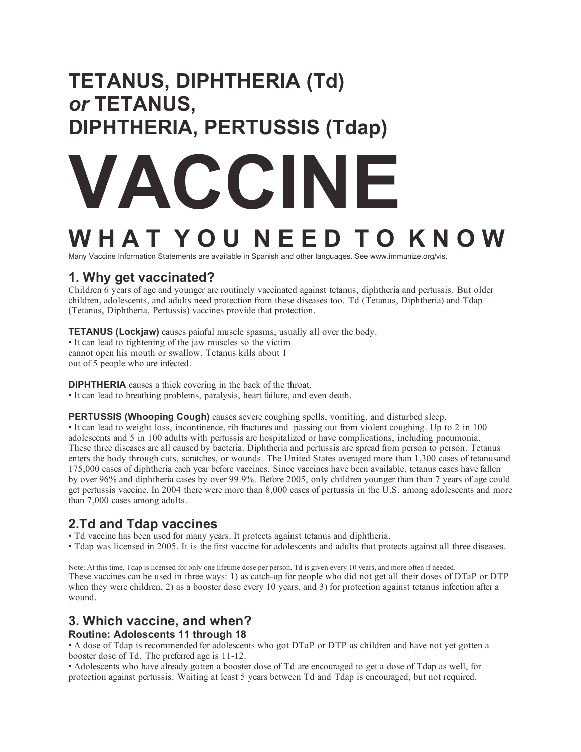# TETANUS, DIPHTHERIA (Td) *or* TETANUS, DIPHTHERIA, PERTUSSIS (Tdap)

# VACCINE

## W H A T Y O U N E E D T O K N O W

Many Vaccine Information Statements are available in Spanish and other languages. See www.immunize.org/vis.

## 1. Why get vaccinated?

Children 6 years of age and younger are routinely vaccinated against tetanus, diphtheria and pertussis. But older children, adolescents, and adults need protection from these diseases too. Td (Tetanus, Diphtheria) and Tdap (Tetanus, Diphtheria, Pertussis) vaccines provide that protection.

**TETANUS (Lockjaw)** causes painful muscle spasms, usually all over the body.

• It can lead to tightening of the jaw muscles so the victim cannot open his mouth or swallow. Tetanus kills about 1 out of 5 people who are infected.

**DIPHTHERIA** causes a thick covering in the back of the throat.

• It can lead to breathing problems, paralysis, heart failure, and even death.

**PERTUSSIS (Whooping Cough)** causes severe coughing spells, vomiting, and disturbed sleep.

• It can lead to weight loss, incontinence, rib fractures and passing out from violent coughing. Up to 2 in 100 adolescents and 5 in 100 adults with pertussis are hospitalized or have complications, including pneumonia.

These three diseases are all caused by bacteria. Diphtheria and pertussis are spread from person to person. Tetanus enters the body through cuts, scratches, or wounds. The United States averaged more than 1,300 cases of tetanusand 175,000 cases of diphtheria each year before vaccines. Since vaccines have been available, tetanus cases have fallen by over 96% and diphtheria cases by over 99.9%. Before 2005, only children younger than than 7 years of age could get pertussis vaccine. In 2004 there were more than 8,000 cases of pertussis in the U.S. among adolescents and more than 7,000 cases among adults.

## 2.Td and Tdap vaccines

• Td vaccine has been used for many years. It protects against tetanus and diphtheria.

• Tdap was licensed in 2005. It is the first vaccine for adolescents and adults that protects against all three diseases.

Note: At this time, Tdap is licensed for only one lifetime dose per person. Td is given every 10 years, and more often if needed.

These vaccines can be used in three ways: 1) as catch-up for people who did not get all their doses of DTaP or DTP when they were children, 2) as a booster dose every 10 years, and 3) for protection against tetanus infection after a wound.

## 3. Which vaccine, and when?

### Routine: Adolescents 11 through 18

• A dose of Tdap is recommended for adolescents who got DTaP or DTP as children and have not yet gotten a booster dose of Td. The preferred age is 11-12.

• Adolescents who have already gotten a booster dose of Td are encouraged to get a dose of Tdap as well, for protection against pertussis. Waiting at least 5 years between Td and Tdap is encouraged, but not required.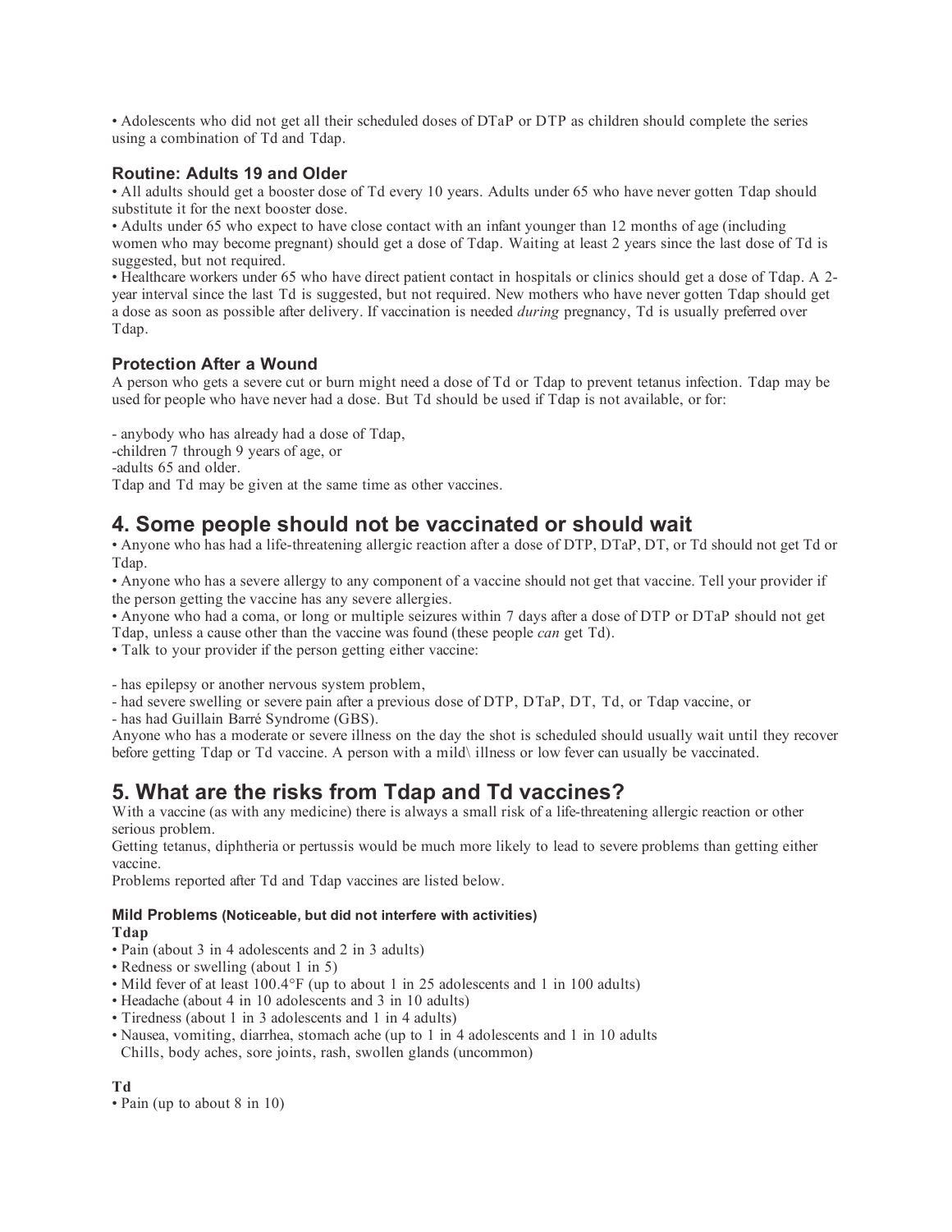• Adolescents who did not get all their scheduled doses of DTaP or DTP as children should complete the series using a combination of Td and Tdap.

### Routine: Adults 19 and Older

• All adults should get a booster dose of Td every 10 years. Adults under 65 who have never gotten Tdap should substitute it for the next booster dose.
• Adults under 65 who expect to have close contact with an infant younger than 12 months of age (including women who may become pregnant) should get a dose of Tdap. Waiting at least 2 years since the last dose of Td is suggested, but not required.
• Healthcare workers under 65 who have direct patient contact in hospitals or clinics should get a dose of Tdap. A 2-year interval since the last Td is suggested, but not required. New mothers who have never gotten Tdap should get a dose as soon as possible after delivery. If vaccination is needed *during* pregnancy, Td is usually preferred over Tdap.

### Protection After a Wound

A person who gets a severe cut or burn might need a dose of Td or Tdap to prevent tetanus infection. Tdap may be used for people who have never had a dose. But Td should be used if Tdap is not available, or for:

- anybody who has already had a dose of Tdap,
- children 7 through 9 years of age, or
- adults 65 and older.

Tdap and Td may be given at the same time as other vaccines.

## 4. Some people should not be vaccinated or should wait

• Anyone who has had a life-threatening allergic reaction after a dose of DTP, DTaP, DT, or Td should not get Td or Tdap.
• Anyone who has a severe allergy to any component of a vaccine should not get that vaccine. Tell your provider if the person getting the vaccine has any severe allergies.
• Anyone who had a coma, or long or multiple seizures within 7 days after a dose of DTP or DTaP should not get Tdap, unless a cause other than the vaccine was found (these people *can* get Td).
• Talk to your provider if the person getting either vaccine:

- has epilepsy or another nervous system problem,
- had severe swelling or severe pain after a previous dose of DTP, DTaP, DT, Td, or Tdap vaccine, or
- has had Guillain Barré Syndrome (GBS).

Anyone who has a moderate or severe illness on the day the shot is scheduled should usually wait until they recover before getting Tdap or Td vaccine. A person with a mild\ illness or low fever can usually be vaccinated.

## 5. What are the risks from Tdap and Td vaccines?

With a vaccine (as with any medicine) there is always a small risk of a life-threatening allergic reaction or other serious problem.
Getting tetanus, diphtheria or pertussis would be much more likely to lead to severe problems than getting either vaccine.
Problems reported after Td and Tdap vaccines are listed below.

#### Mild Problems (Noticeable, but did not interfere with activities)

**Tdap**

• Pain (about 3 in 4 adolescents and 2 in 3 adults)
• Redness or swelling (about 1 in 5)
• Mild fever of at least 100.4°F (up to about 1 in 25 adolescents and 1 in 100 adults)
• Headache (about 4 in 10 adolescents and 3 in 10 adults)
• Tiredness (about 1 in 3 adolescents and 1 in 4 adults)
• Nausea, vomiting, diarrhea, stomach ache (up to 1 in 4 adolescents and 1 in 10 adults
Chills, body aches, sore joints, rash, swollen glands (uncommon)

**Td**

• Pain (up to about 8 in 10)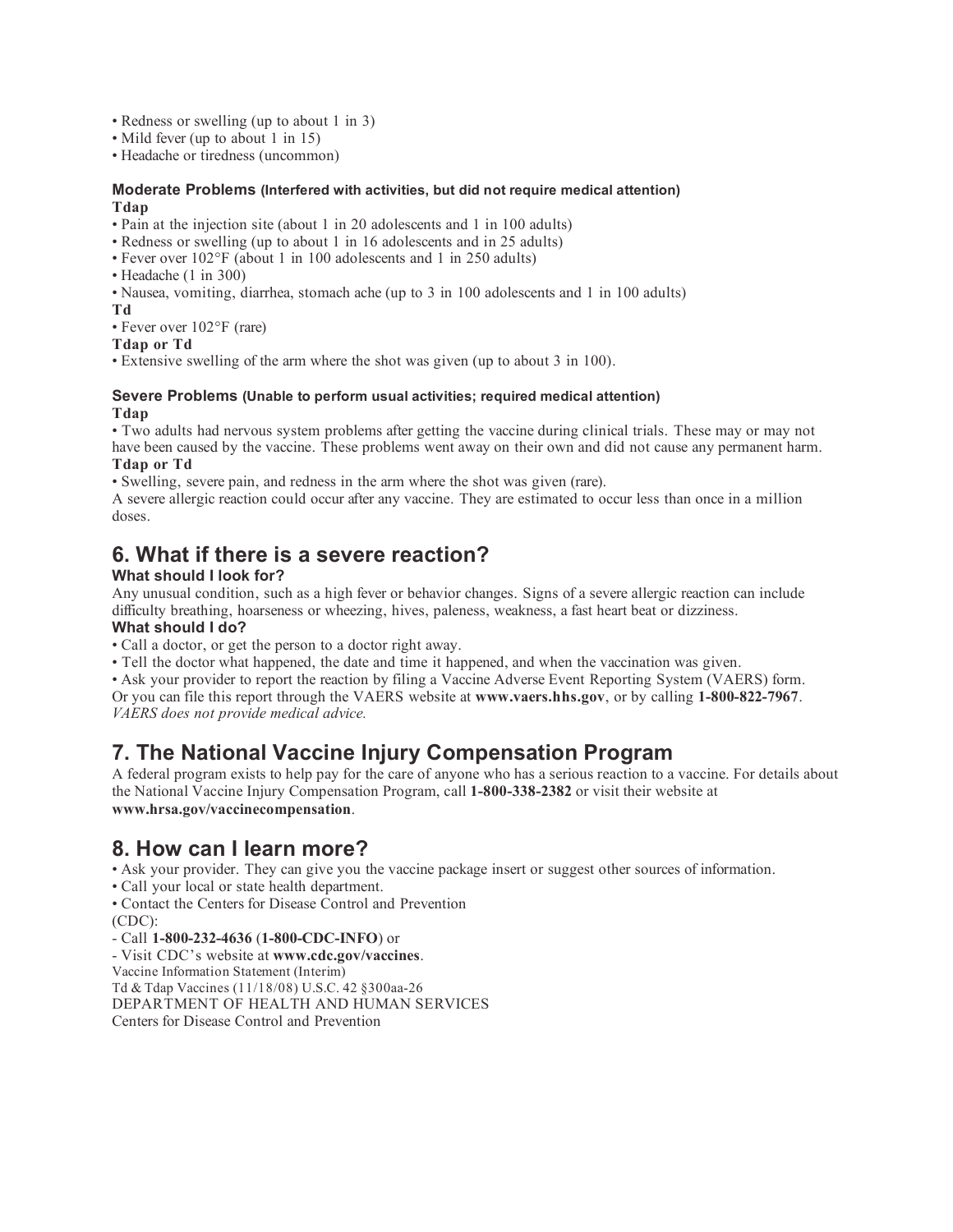- Redness or swelling (up to about 1 in 3)
- Mild fever (up to about 1 in 15)
- Headache or tiredness (uncommon)

**Moderate Problems (Interfered with activities, but did not require medical attention)**

**Tdap**

- Pain at the injection site (about 1 in 20 adolescents and 1 in 100 adults)
- Redness or swelling (up to about 1 in 16 adolescents and in 25 adults)
- Fever over 102°F (about 1 in 100 adolescents and 1 in 250 adults)
- Headache (1 in 300)
- Nausea, vomiting, diarrhea, stomach ache (up to 3 in 100 adolescents and 1 in 100 adults)

**Td**

- Fever over 102°F (rare)

**Tdap or Td**

- Extensive swelling of the arm where the shot was given (up to about 3 in 100).

**Severe Problems (Unable to perform usual activities; required medical attention)**

**Tdap**

- Two adults had nervous system problems after getting the vaccine during clinical trials. These may or may not have been caused by the vaccine. These problems went away on their own and did not cause any permanent harm.

**Tdap or Td**

- Swelling, severe pain, and redness in the arm where the shot was given (rare).

A severe allergic reaction could occur after any vaccine. They are estimated to occur less than once in a million doses.

## 6. What if there is a severe reaction?

**What should I look for?**

Any unusual condition, such as a high fever or behavior changes. Signs of a severe allergic reaction can include difficulty breathing, hoarseness or wheezing, hives, paleness, weakness, a fast heart beat or dizziness.

**What should I do?**

- Call a doctor, or get the person to a doctor right away.
- Tell the doctor what happened, the date and time it happened, and when the vaccination was given.
- Ask your provider to report the reaction by filing a Vaccine Adverse Event Reporting System (VAERS) form.

Or you can file this report through the VAERS website at **www.vaers.hhs.gov**, or by calling **1-800-822-7967**.
*VAERS does not provide medical advice.*

## 7. The National Vaccine Injury Compensation Program

A federal program exists to help pay for the care of anyone who has a serious reaction to a vaccine. For details about the National Vaccine Injury Compensation Program, call **1-800-338-2382** or visit their website at **www.hrsa.gov/vaccinecompensation**.

## 8. How can I learn more?

- Ask your provider. They can give you the vaccine package insert or suggest other sources of information.
- Call your local or state health department.
- Contact the Centers for Disease Control and Prevention (CDC):

- Call **1-800-232-4636** (**1-800-CDC-INFO**) or
- Visit CDC's website at **www.cdc.gov/vaccines**.

Vaccine Information Statement (Interim)
Td & Tdap Vaccines (11/18/08) U.S.C. 42 §300aa-26
DEPARTMENT OF HEALTH AND HUMAN SERVICES
Centers for Disease Control and Prevention